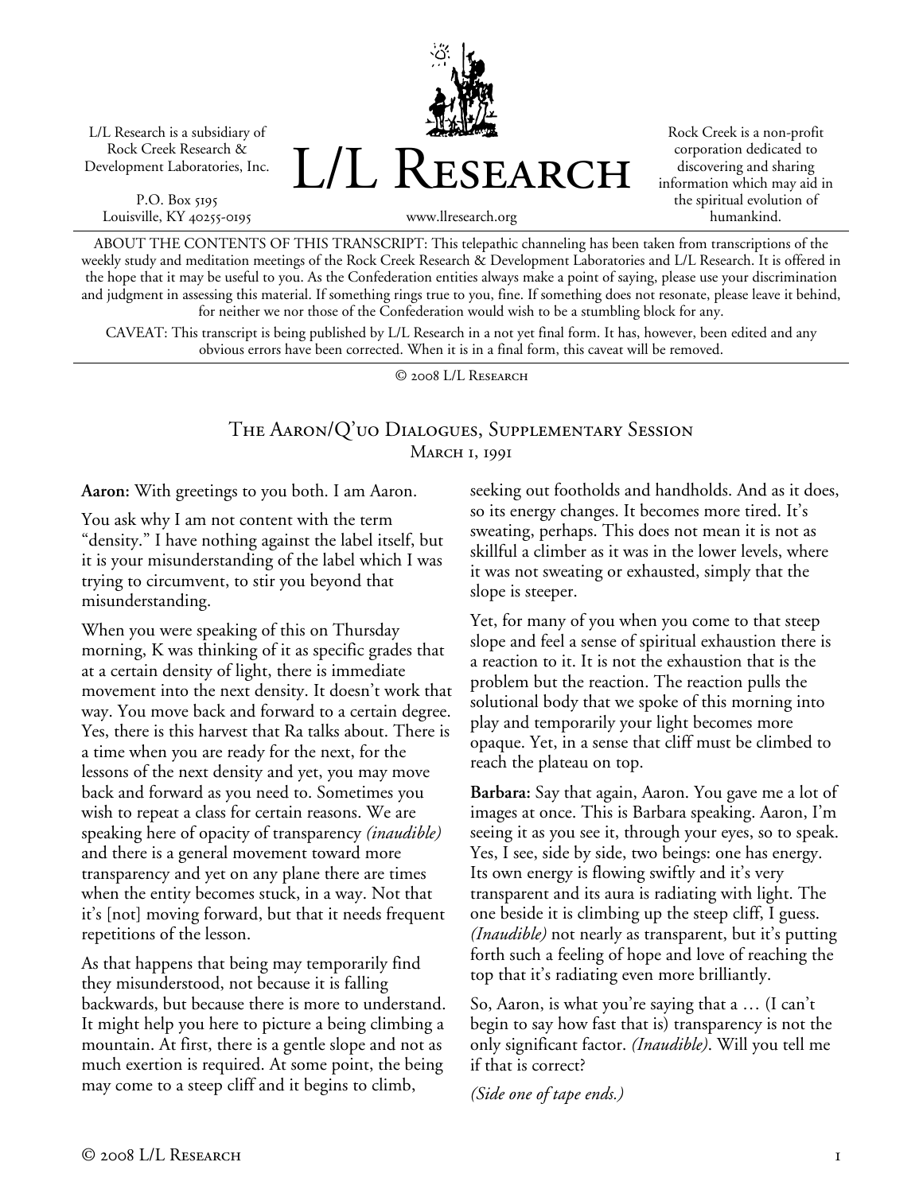L/L Research is a subsidiary of Rock Creek Research & Development Laboratories, Inc.

P.O. Box 5195
Louisville, KY 40255-0195

# L/L Research

www.llresearch.org

Rock Creek is a non-profit corporation dedicated to discovering and sharing information which may aid in the spiritual evolution of humankind.

ABOUT THE CONTENTS OF THIS TRANSCRIPT: This telepathic channeling has been taken from transcriptions of the weekly study and meditation meetings of the Rock Creek Research & Development Laboratories and L/L Research. It is offered in the hope that it may be useful to you. As the Confederation entities always make a point of saying, please use your discrimination and judgment in assessing this material. If something rings true to you, fine. If something does not resonate, please leave it behind, for neither we nor those of the Confederation would wish to be a stumbling block for any.

CAVEAT: This transcript is being published by L/L Research in a not yet final form. It has, however, been edited and any obvious errors have been corrected. When it is in a final form, this caveat will be removed.

© 2008 L/L Research

## The Aaron/Q'uo Dialogues, Supplementary Session
### March 1, 1991

**Aaron:** With greetings to you both. I am Aaron.

You ask why I am not content with the term "density." I have nothing against the label itself, but it is your misunderstanding of the label which I was trying to circumvent, to stir you beyond that misunderstanding.

When you were speaking of this on Thursday morning, K was thinking of it as specific grades that at a certain density of light, there is immediate movement into the next density. It doesn't work that way. You move back and forward to a certain degree. Yes, there is this harvest that Ra talks about. There is a time when you are ready for the next, for the lessons of the next density and yet, you may move back and forward as you need to. Sometimes you wish to repeat a class for certain reasons. We are speaking here of opacity of transparency *(inaudible)* and there is a general movement toward more transparency and yet on any plane there are times when the entity becomes stuck, in a way. Not that it's [not] moving forward, but that it needs frequent repetitions of the lesson.

As that happens that being may temporarily find they misunderstood, not because it is falling backwards, but because there is more to understand. It might help you here to picture a being climbing a mountain. At first, there is a gentle slope and not as much exertion is required. At some point, the being may come to a steep cliff and it begins to climb, seeking out footholds and handholds. And as it does, so its energy changes. It becomes more tired. It's sweating, perhaps. This does not mean it is not as skillful a climber as it was in the lower levels, where it was not sweating or exhausted, simply that the slope is steeper.

Yet, for many of you when you come to that steep slope and feel a sense of spiritual exhaustion there is a reaction to it. It is not the exhaustion that is the problem but the reaction. The reaction pulls the solutional body that we spoke of this morning into play and temporarily your light becomes more opaque. Yet, in a sense that cliff must be climbed to reach the plateau on top.

**Barbara:** Say that again, Aaron. You gave me a lot of images at once. This is Barbara speaking. Aaron, I'm seeing it as you see it, through your eyes, so to speak. Yes, I see, side by side, two beings: one has energy. Its own energy is flowing swiftly and it's very transparent and its aura is radiating with light. The one beside it is climbing up the steep cliff, I guess. *(Inaudible)* not nearly as transparent, but it's putting forth such a feeling of hope and love of reaching the top that it's radiating even more brilliantly.

So, Aaron, is what you're saying that a … (I can't begin to say how fast that is) transparency is not the only significant factor. *(Inaudible)*. Will you tell me if that is correct?

*(Side one of tape ends.)*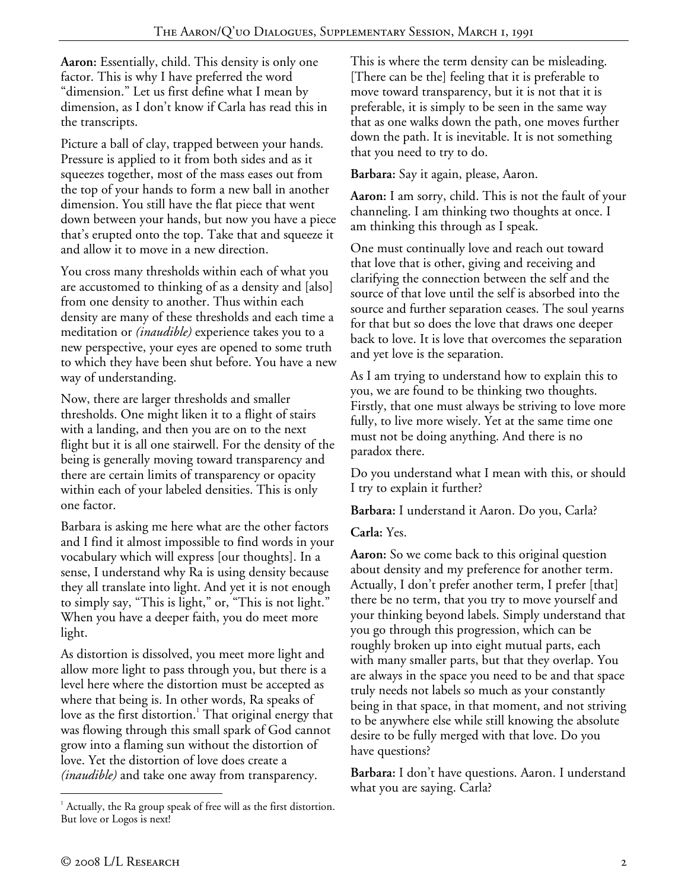**Aaron:** Essentially, child. This density is only one factor. This is why I have preferred the word "dimension." Let us first define what I mean by dimension, as I don't know if Carla has read this in the transcripts.

Picture a ball of clay, trapped between your hands. Pressure is applied to it from both sides and as it squeezes together, most of the mass eases out from the top of your hands to form a new ball in another dimension. You still have the flat piece that went down between your hands, but now you have a piece that's erupted onto the top. Take that and squeeze it and allow it to move in a new direction.

You cross many thresholds within each of what you are accustomed to thinking of as a density and [also] from one density to another. Thus within each density are many of these thresholds and each time a meditation or *(inaudible)* experience takes you to a new perspective, your eyes are opened to some truth to which they have been shut before. You have a new way of understanding.

Now, there are larger thresholds and smaller thresholds. One might liken it to a flight of stairs with a landing, and then you are on to the next flight but it is all one stairwell. For the density of the being is generally moving toward transparency and there are certain limits of transparency or opacity within each of your labeled densities. This is only one factor.

Barbara is asking me here what are the other factors and I find it almost impossible to find words in your vocabulary which will express [our thoughts]. In a sense, I understand why Ra is using density because they all translate into light. And yet it is not enough to simply say, "This is light," or, "This is not light." When you have a deeper faith, you do meet more light.

As distortion is dissolved, you meet more light and allow more light to pass through you, but there is a level here where the distortion must be accepted as where that being is. In other words, Ra speaks of love as the first distortion.[1] That original energy that was flowing through this small spark of God cannot grow into a flaming sun without the distortion of love. Yet the distortion of love does create a *(inaudible)* and take one away from transparency.

This is where the term density can be misleading. [There can be the] feeling that it is preferable to move toward transparency, but it is not that it is preferable, it is simply to be seen in the same way that as one walks down the path, one moves further down the path. It is inevitable. It is not something that you need to try to do.

**Barbara:** Say it again, please, Aaron.

**Aaron:** I am sorry, child. This is not the fault of your channeling. I am thinking two thoughts at once. I am thinking this through as I speak.

One must continually love and reach out toward that love that is other, giving and receiving and clarifying the connection between the self and the source of that love until the self is absorbed into the source and further separation ceases. The soul yearns for that but so does the love that draws one deeper back to love. It is love that overcomes the separation and yet love is the separation.

As I am trying to understand how to explain this to you, we are found to be thinking two thoughts. Firstly, that one must always be striving to love more fully, to live more wisely. Yet at the same time one must not be doing anything. And there is no paradox there.

Do you understand what I mean with this, or should I try to explain it further?

**Barbara:** I understand it Aaron. Do you, Carla?

**Carla:** Yes.

**Aaron:** So we come back to this original question about density and my preference for another term. Actually, I don't prefer another term, I prefer [that] there be no term, that you try to move yourself and your thinking beyond labels. Simply understand that you go through this progression, which can be roughly broken up into eight mutual parts, each with many smaller parts, but that they overlap. You are always in the space you need to be and that space truly needs not labels so much as your constantly being in that space, in that moment, and not striving to be anywhere else while still knowing the absolute desire to be fully merged with that love. Do you have questions?

**Barbara:** I don't have questions. Aaron. I understand what you are saying. Carla?

[1] Actually, the Ra group speak of free will as the first distortion. But love or Logos is next!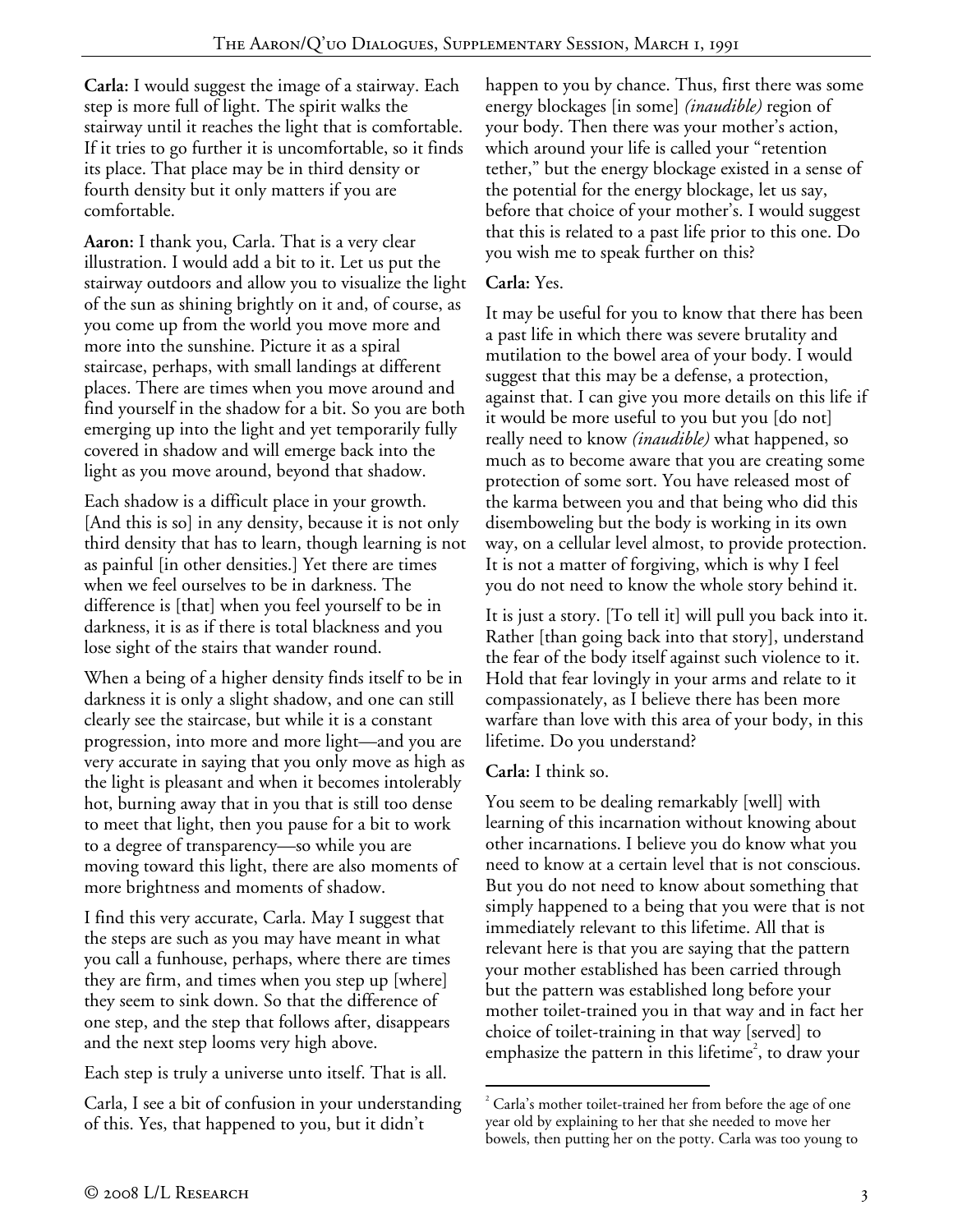**Carla:** I would suggest the image of a stairway. Each step is more full of light. The spirit walks the stairway until it reaches the light that is comfortable. If it tries to go further it is uncomfortable, so it finds its place. That place may be in third density or fourth density but it only matters if you are comfortable.

**Aaron:** I thank you, Carla. That is a very clear illustration. I would add a bit to it. Let us put the stairway outdoors and allow you to visualize the light of the sun as shining brightly on it and, of course, as you come up from the world you move more and more into the sunshine. Picture it as a spiral staircase, perhaps, with small landings at different places. There are times when you move around and find yourself in the shadow for a bit. So you are both emerging up into the light and yet temporarily fully covered in shadow and will emerge back into the light as you move around, beyond that shadow.

Each shadow is a difficult place in your growth. [And this is so] in any density, because it is not only third density that has to learn, though learning is not as painful [in other densities.] Yet there are times when we feel ourselves to be in darkness. The difference is [that] when you feel yourself to be in darkness, it is as if there is total blackness and you lose sight of the stairs that wander round.

When a being of a higher density finds itself to be in darkness it is only a slight shadow, and one can still clearly see the staircase, but while it is a constant progression, into more and more light—and you are very accurate in saying that you only move as high as the light is pleasant and when it becomes intolerably hot, burning away that in you that is still too dense to meet that light, then you pause for a bit to work to a degree of transparency—so while you are moving toward this light, there are also moments of more brightness and moments of shadow.

I find this very accurate, Carla. May I suggest that the steps are such as you may have meant in what you call a funhouse, perhaps, where there are times they are firm, and times when you step up [where] they seem to sink down. So that the difference of one step, and the step that follows after, disappears and the next step looms very high above.

Each step is truly a universe unto itself. That is all.

Carla, I see a bit of confusion in your understanding of this. Yes, that happened to you, but it didn't happen to you by chance. Thus, first there was some energy blockages [in some] *(inaudible)* region of your body. Then there was your mother's action, which around your life is called your "retention tether," but the energy blockage existed in a sense of the potential for the energy blockage, let us say, before that choice of your mother's. I would suggest that this is related to a past life prior to this one. Do you wish me to speak further on this?

**Carla:** Yes.

It may be useful for you to know that there has been a past life in which there was severe brutality and mutilation to the bowel area of your body. I would suggest that this may be a defense, a protection, against that. I can give you more details on this life if it would be more useful to you but you [do not] really need to know *(inaudible)* what happened, so much as to become aware that you are creating some protection of some sort. You have released most of the karma between you and that being who did this disemboweling but the body is working in its own way, on a cellular level almost, to provide protection. It is not a matter of forgiving, which is why I feel you do not need to know the whole story behind it.

It is just a story. [To tell it] will pull you back into it. Rather [than going back into that story], understand the fear of the body itself against such violence to it. Hold that fear lovingly in your arms and relate to it compassionately, as I believe there has been more warfare than love with this area of your body, in this lifetime. Do you understand?

**Carla:** I think so.

You seem to be dealing remarkably [well] with learning of this incarnation without knowing about other incarnations. I believe you do know what you need to know at a certain level that is not conscious. But you do not need to know about something that simply happened to a being that you were that is not immediately relevant to this lifetime. All that is relevant here is that you are saying that the pattern your mother established has been carried through but the pattern was established long before your mother toilet-trained you in that way and in fact her choice of toilet-training in that way [served] to emphasize the pattern in this lifetime[2], to draw your

[2] Carla's mother toilet-trained her from before the age of one year old by explaining to her that she needed to move her bowels, then putting her on the potty. Carla was too young to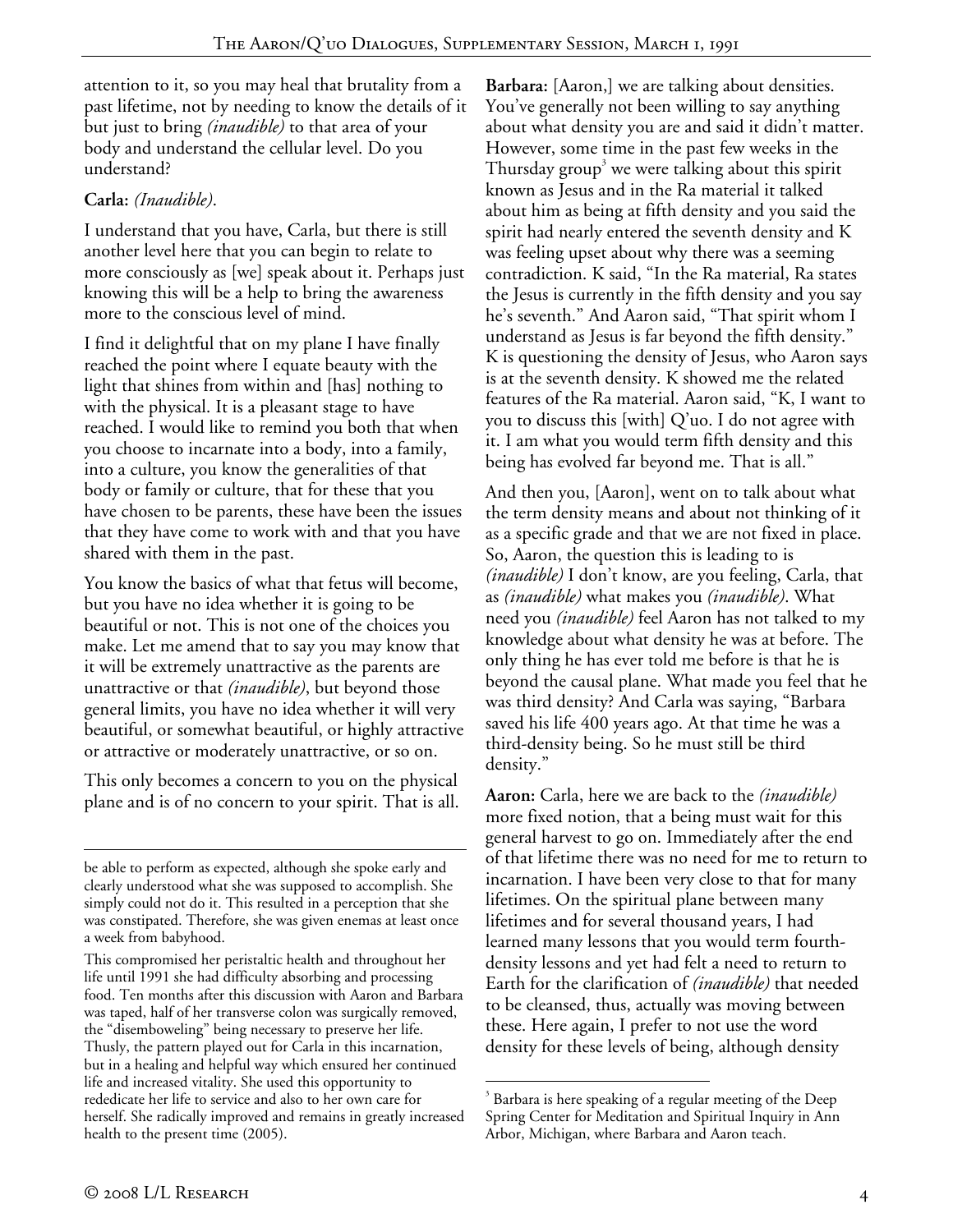attention to it, so you may heal that brutality from a past lifetime, not by needing to know the details of it but just to bring *(inaudible)* to that area of your body and understand the cellular level. Do you understand?

**Carla:** *(Inaudible)*.

I understand that you have, Carla, but there is still another level here that you can begin to relate to more consciously as [we] speak about it. Perhaps just knowing this will be a help to bring the awareness more to the conscious level of mind.

I find it delightful that on my plane I have finally reached the point where I equate beauty with the light that shines from within and [has] nothing to with the physical. It is a pleasant stage to have reached. I would like to remind you both that when you choose to incarnate into a body, into a family, into a culture, you know the generalities of that body or family or culture, that for these that you have chosen to be parents, these have been the issues that they have come to work with and that you have shared with them in the past.

You know the basics of what that fetus will become, but you have no idea whether it is going to be beautiful or not. This is not one of the choices you make. Let me amend that to say you may know that it will be extremely unattractive as the parents are unattractive or that *(inaudible)*, but beyond those general limits, you have no idea whether it will very beautiful, or somewhat beautiful, or highly attractive or attractive or moderately unattractive, or so on.

This only becomes a concern to you on the physical plane and is of no concern to your spirit. That is all.

**Barbara:** [Aaron,] we are talking about densities. You've generally not been willing to say anything about what density you are and said it didn't matter. However, some time in the past few weeks in the Thursday group[3] we were talking about this spirit known as Jesus and in the Ra material it talked about him as being at fifth density and you said the spirit had nearly entered the seventh density and K was feeling upset about why there was a seeming contradiction. K said, "In the Ra material, Ra states the Jesus is currently in the fifth density and you say he's seventh." And Aaron said, "That spirit whom I understand as Jesus is far beyond the fifth density." K is questioning the density of Jesus, who Aaron says is at the seventh density. K showed me the related features of the Ra material. Aaron said, "K, I want to you to discuss this [with] Q'uo. I do not agree with it. I am what you would term fifth density and this being has evolved far beyond me. That is all."

And then you, [Aaron], went on to talk about what the term density means and about not thinking of it as a specific grade and that we are not fixed in place. So, Aaron, the question this is leading to is *(inaudible)* I don't know, are you feeling, Carla, that as *(inaudible)* what makes you *(inaudible)*. What need you *(inaudible)* feel Aaron has not talked to my knowledge about what density he was at before. The only thing he has ever told me before is that he is beyond the causal plane. What made you feel that he was third density? And Carla was saying, "Barbara saved his life 400 years ago. At that time he was a third-density being. So he must still be third density."

**Aaron:** Carla, here we are back to the *(inaudible)* more fixed notion, that a being must wait for this general harvest to go on. Immediately after the end of that lifetime there was no need for me to return to incarnation. I have been very close to that for many lifetimes. On the spiritual plane between many lifetimes and for several thousand years, I had learned many lessons that you would term fourth-density lessons and yet had felt a need to return to Earth for the clarification of *(inaudible)* that needed to be cleansed, thus, actually was moving between these. Here again, I prefer to not use the word density for these levels of being, although density

---

be able to perform as expected, although she spoke early and clearly understood what she was supposed to accomplish. She simply could not do it. This resulted in a perception that she was constipated. Therefore, she was given enemas at least once a week from babyhood.

This compromised her peristaltic health and throughout her life until 1991 she had difficulty absorbing and processing food. Ten months after this discussion with Aaron and Barbara was taped, half of her transverse colon was surgically removed, the "disemboweling" being necessary to preserve her life. Thusly, the pattern played out for Carla in this incarnation, but in a healing and helpful way which ensured her continued life and increased vitality. She used this opportunity to rededicate her life to service and also to her own care for herself. She radically improved and remains in greatly increased health to the present time (2005).

[3] Barbara is here speaking of a regular meeting of the Deep Spring Center for Meditation and Spiritual Inquiry in Ann Arbor, Michigan, where Barbara and Aaron teach.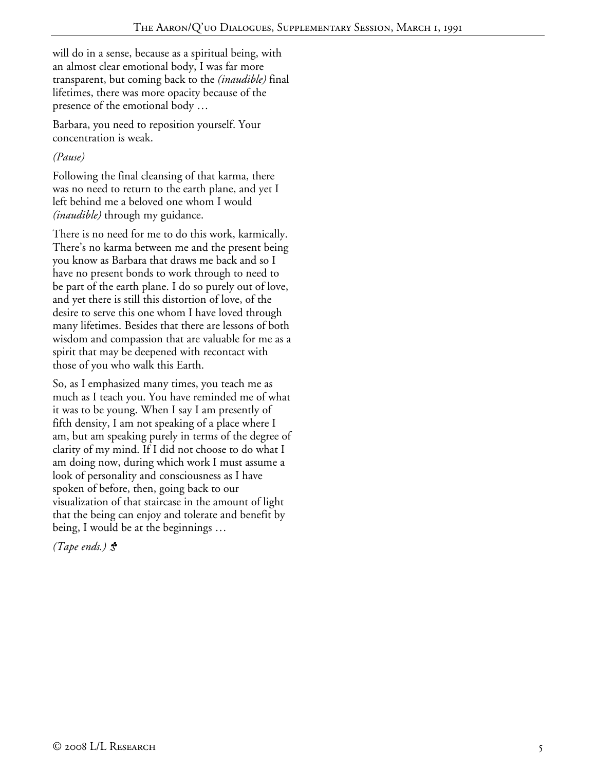will do in a sense, because as a spiritual being, with an almost clear emotional body, I was far more transparent, but coming back to the *(inaudible)* final lifetimes, there was more opacity because of the presence of the emotional body …

Barbara, you need to reposition yourself. Your concentration is weak.

*(Pause)*

Following the final cleansing of that karma, there was no need to return to the earth plane, and yet I left behind me a beloved one whom I would *(inaudible)* through my guidance.

There is no need for me to do this work, karmically. There's no karma between me and the present being you know as Barbara that draws me back and so I have no present bonds to work through to need to be part of the earth plane. I do so purely out of love, and yet there is still this distortion of love, of the desire to serve this one whom I have loved through many lifetimes. Besides that there are lessons of both wisdom and compassion that are valuable for me as a spirit that may be deepened with recontact with those of you who walk this Earth.

So, as I emphasized many times, you teach me as much as I teach you. You have reminded me of what it was to be young. When I say I am presently of fifth density, I am not speaking of a place where I am, but am speaking purely in terms of the degree of clarity of my mind. If I did not choose to do what I am doing now, during which work I must assume a look of personality and consciousness as I have spoken of before, then, going back to our visualization of that staircase in the amount of light that the being can enjoy and tolerate and benefit by being, I would be at the beginnings …

*(Tape ends.)*